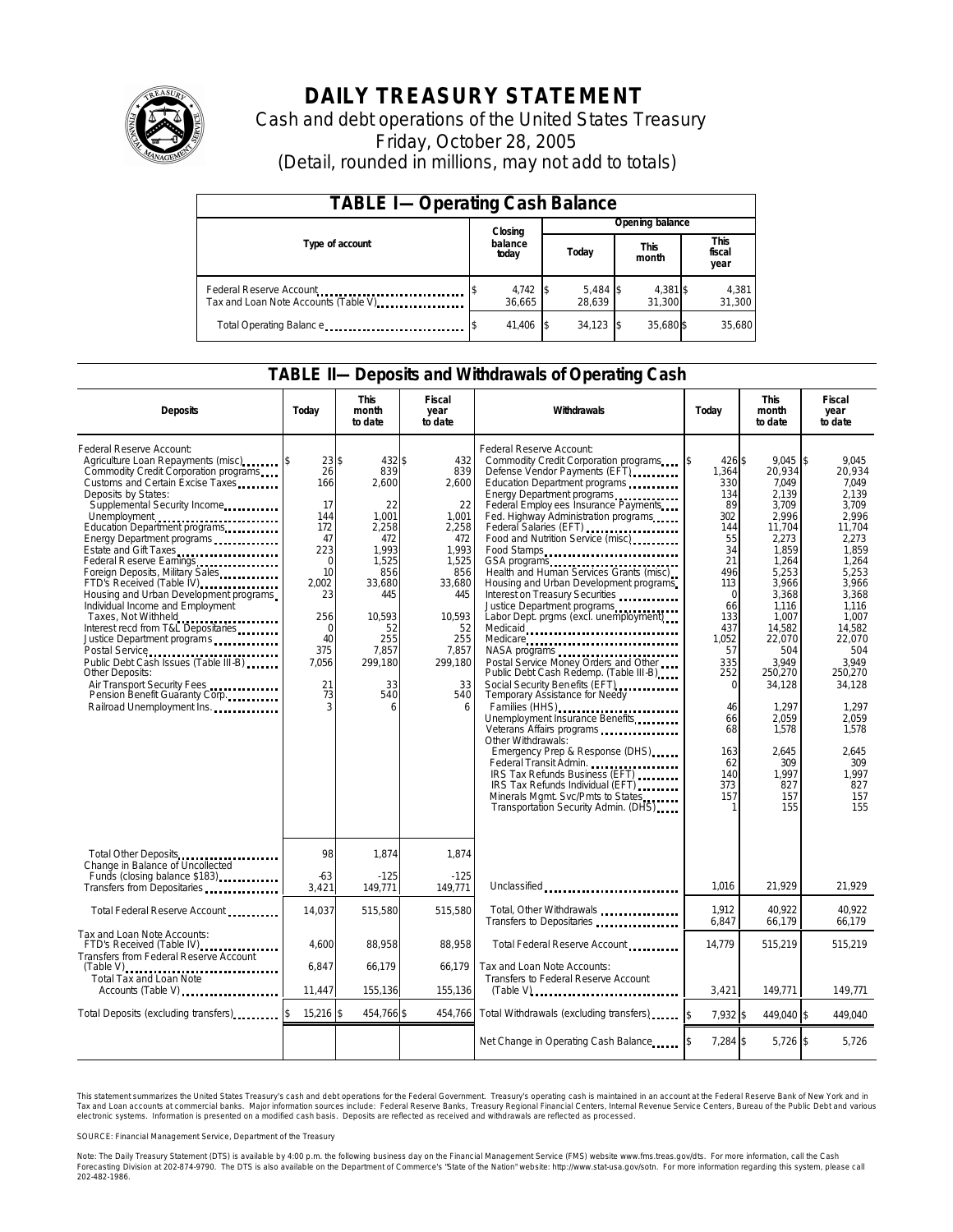# DAILY TREASURY STATEMENT

Cash and debt operations of the United States Treasury

Friday, October 28, 2005

(Detail, rounded in millions, may not add to totals)

## TABLE I—Operating Cash Balance

| Type of account | Closing balance today | Opening balance Today | Opening balance This month | Opening balance This fiscal year |
|---|---|---|---|---|
| Federal Reserve Account | $ 4,742 | $ 5,484 | $ 4,381 | $ 4,381 |
| Tax and Loan Note Accounts (Table V) | 36,665 | 28,639 | 31,300 | 31,300 |
| Total Operating Balance | $ 41,406 | $ 34,123 | $ 35,680 | $ 35,680 |

## TABLE II—Deposits and Withdrawals of Operating Cash

| Deposits | Today | This month to date | Fiscal year to date | Withdrawals | Today | This month to date | Fiscal year to date |
|---|---|---|---|---|---|---|---|
| Federal Reserve Account: | | | | Federal Reserve Account: | | | |
| Agriculture Loan Repayments (misc) | $ 23 | $ 432 | $ 432 | Commodity Credit Corporation programs | $ 426 | $ 9,045 | $ 9,045 |
| Commodity Credit Corporation programs | 26 | 839 | 839 | Defense Vendor Payments (EFT) | 1,364 | 20,934 | 20,934 |
| Customs and Certain Excise Taxes | 166 | 2,600 | 2,600 | Education Department programs | 330 | 7,049 | 7,049 |
| Deposits by States: | | | | Energy Department programs | 134 | 2,139 | 2,139 |
| Supplemental Security Income | 17 | 22 | 22 | Federal Employees Insurance Payments | 89 | 3,709 | 3,709 |
| Unemployment | 144 | 1,001 | 1,001 | Fed. Highway Administration programs | 302 | 2,996 | 2,996 |
| Education Department programs | 172 | 2,258 | 2,258 | Federal Salaries (EFT) | 144 | 11,704 | 11,704 |
| Energy Department programs | 47 | 472 | 472 | Food and Nutrition Service (misc) | 55 | 2,273 | 2,273 |
| Estate and Gift Taxes | 223 | 1,993 | 1,993 | Food Stamps | 34 | 1,859 | 1,859 |
| Federal Reserve Earnings | 0 | 1,525 | 1,525 | GSA programs | 21 | 1,264 | 1,264 |
| Foreign Deposits, Military Sales | 10 | 856 | 856 | Health and Human Services Grants (misc) | 496 | 5,253 | 5,253 |
| FTD's Received (Table IV) | 2,002 | 33,680 | 33,680 | Housing and Urban Development programs | 113 | 3,966 | 3,966 |
| Housing and Urban Development programs | 23 | 445 | 445 | Interest on Treasury Securities | 0 | 3,368 | 3,368 |
| Individual Income and Employment Taxes, Not Withheld | 256 | 10,593 | 10,593 | Justice Department programs | 66 | 1,116 | 1,116 |
| Interest recd from T&L Depositaries | 0 | 52 | 52 | Labor Dept. prgms (excl. unemployment) | 133 | 1,007 | 1,007 |
| Justice Department programs | 40 | 255 | 255 | Medicaid | 437 | 14,582 | 14,582 |
| Postal Service | 375 | 7,857 | 7,857 | Medicare | 1,052 | 22,070 | 22,070 |
| Public Debt Cash Issues (Table III-B) | 7,056 | 299,180 | 299,180 | NASA programs | 57 | 504 | 504 |
| Other Deposits: | | | | Postal Service Money Orders and Other | 335 | 3,949 | 3,949 |
| Air Transport Security Fees | 21 | 33 | 33 | Public Debt Cash Redemp. (Table III-B) | 252 | 250,270 | 250,270 |
| Pension Benefit Guaranty Corp. | 73 | 540 | 540 | Social Security Benefits (EFT) | 0 | 34,128 | 34,128 |
| Railroad Unemployment Ins. | 3 | 6 | 6 | Temporary Assistance for Needy Families (HHS) | 46 | 1,297 | 1,297 |
| | | | | Unemployment Insurance Benefits | 66 | 2,059 | 2,059 |
| | | | | Veterans Affairs programs | 68 | 1,578 | 1,578 |
| | | | | Other Withdrawals: | | | |
| | | | | Emergency Prep & Response (DHS) | 163 | 2,645 | 2,645 |
| | | | | Federal Transit Admin. | 62 | 309 | 309 |
| | | | | IRS Tax Refunds Business (EFT) | 140 | 1,997 | 1,997 |
| | | | | IRS Tax Refunds Individual (EFT) | 373 | 827 | 827 |
| | | | | Minerals Mgmt. Svc/Pmts to States | 157 | 157 | 157 |
| | | | | Transportation Security Admin. (DHS) | 1 | 155 | 155 |
| Total Other Deposits | 98 | 1,874 | 1,874 | | | | |
| Change in Balance of Uncollected Funds (closing balance $183) | -63 | -125 | -125 | | | | |
| Transfers from Depositaries | 3,421 | 149,771 | 149,771 | Unclassified | 1,016 | 21,929 | 21,929 |
| Total Federal Reserve Account | 14,037 | 515,580 | 515,580 | Total, Other Withdrawals | 1,912 | 40,922 | 40,922 |
| | | | | Transfers to Depositaries | 6,847 | 66,179 | 66,179 |
| Tax and Loan Note Accounts: | | | | | | | |
| FTD's Received (Table IV) | 4,600 | 88,958 | 88,958 | Total Federal Reserve Account | 14,779 | 515,219 | 515,219 |
| Transfers from Federal Reserve Account (Table V) | 6,847 | 66,179 | 66,179 | Tax and Loan Note Accounts: | | | |
| Total Tax and Loan Note Accounts (Table V) | 11,447 | 155,136 | 155,136 | Transfers to Federal Reserve Account (Table V) | 3,421 | 149,771 | 149,771 |
| Total Deposits (excluding transfers) | $ 15,216 | $ 454,766 | $ 454,766 | Total Withdrawals (excluding transfers) | $ 7,932 | $ 449,040 | $ 449,040 |
| | | | | Net Change in Operating Cash Balance | $ 7,284 | $ 5,726 | $ 5,726 |

This statement summarizes the United States Treasury's cash and debt operations for the Federal Government. Treasury's operating cash is maintained in an account at the Federal Reserve Bank of New York and in Tax and Loan accounts at commercial banks. Major information sources include: Federal Reserve Banks, Treasury Regional Financial Centers, Internal Revenue Service Centers, Bureau of the Public Debt and various electronic systems. Information is presented on a modified cash basis. Deposits are reflected as received and withdrawals are reflected as processed.

SOURCE: Financial Management Service, Department of the Treasury

Note: The Daily Treasury Statement (DTS) is available by 4:00 p.m. the following business day on the Financial Management Service (FMS) website www.fms.treas.gov/dts. For more information, call the Cash Forecasting Division at 202-874-9790. The DTS is also available on the Department of Commerce's "State of the Nation" website: http://www.stat-usa.gov/sotn. For more information regarding this system, please call 202-482-1986.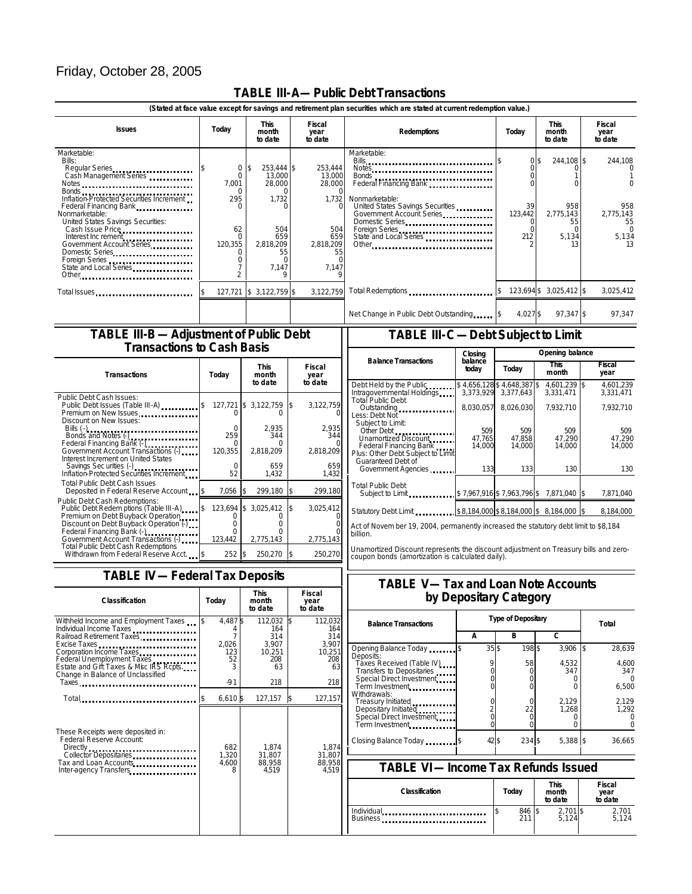Friday, October 28, 2005

## TABLE III-A — Public Debt Transactions

(Stated at face value except for savings and retirement plan securities which are stated at current redemption value.)

| Issues | Today | This month to date | Fiscal year to date | Redemptions | Today | This month to date | Fiscal year to date |
|---|---|---|---|---|---|---|---|
| Marketable: | | | | Marketable: | | | |
| Bills: | | | | Bills | $ 0 | $ 244,108 | $ 244,108 |
| Regular Series | $ 0 | $ 253,444 | $ 253,444 | Notes | 0 | 0 | 0 |
| Cash Management Series | 0 | 13,000 | 13,000 | Bonds | 0 | 1 | 1 |
| Notes | 7,001 | 28,000 | 28,000 | Federal Financing Bank | 0 | 0 | 0 |
| Bonds | 0 | 0 | 0 | | | | |
| Inflation-Protected Securities Increment | 295 | 1,732 | 1,732 | Nonmarketable: | | | |
| Federal Financing Bank | 0 | 0 | 0 | United States Savings Securities | 39 | 958 | 958 |
| Nonmarketable: | | | | Government Account Series | 123,442 | 2,775,143 | 2,775,143 |
| United States Savings Securities: | | | | Domestic Series | 0 | 55 | 55 |
| Cash Issue Price | 62 | 504 | 504 | Foreign Series | 0 | 0 | 0 |
| Interest Increment | 0 | 659 | 659 | State and Local Series | 212 | 5,134 | 5,134 |
| Government Account Series | 120,355 | 2,818,209 | 2,818,209 | Other | 2 | 13 | 13 |
| Domestic Series | 0 | 55 | 55 | | | | |
| Foreign Series | 0 | 0 | 0 | | | | |
| State and Local Series | 7 | 7,147 | 7,147 | | | | |
| Other | 2 | 9 | 9 | | | | |
| Total Issues | $ 127,721 | $ 3,122,759 | $ 3,122,759 | Total Redemptions | $ 123,694 | $ 3,025,412 | $ 3,025,412 |
| | | | | Net Change in Public Debt Outstanding | $ 4,027 | $ 97,347 | $ 97,347 |

## TABLE III-B — Adjustment of Public Debt Transactions to Cash Basis

| Transactions | Today | This month to date | Fiscal year to date |
|---|---|---|---|
| Public Debt Cash Issues: | | | |
| Public Debt Issues (Table III-A) | $ 127,721 | $ 3,122,759 | $ 3,122,759 |
| Premium on New Issues | 0 | 0 | 0 |
| Discount on New Issues: | | | |
| Bills (-) | 0 | 2,935 | 2,935 |
| Bonds and Notes (-) | 259 | 344 | 344 |
| Federal Financing Bank (-) | 0 | 0 | 0 |
| Government Account Transactions (-) | 120,355 | 2,818,209 | 2,818,209 |
| Interest Increment on United States Savings Securities (-) | 0 | 659 | 659 |
| Inflation-Protected Securities Increment | 52 | 1,432 | 1,432 |
| Total Public Debt Cash Issues Deposited in Federal Reserve Account | $ 7,056 | $ 299,180 | $ 299,180 |
| Public Debt Cash Redemptions: | | | |
| Public Debt Redemptions (Table III-A) | $ 123,694 | $ 3,025,412 | $ 3,025,412 |
| Premium on Debt Buyback Operation | 0 | 0 | 0 |
| Discount on Debt Buyback Operation (-) | 0 | 0 | 0 |
| Federal Financing Bank (-) | 0 | 0 | 0 |
| Government Account Transactions (-) | 123,442 | 2,775,143 | 2,775,143 |
| Total Public Debt Cash Redemptions Withdrawn from Federal Reserve Acct. | $ 252 | $ 250,270 | $ 250,270 |

## TABLE III-C — Debt Subject to Limit

| Balance Transactions | Closing balance today | Opening balance Today | This month | Fiscal year |
|---|---|---|---|---|
| Debt Held by the Public | $ 4,656,128 | $ 4,648,387 | $ 4,601,239 | $ 4,601,239 |
| Intragovernmental Holdings | 3,373,929 | 3,377,643 | 3,331,471 | 3,331,471 |
| Total Public Debt Outstanding | 8,030,057 | 8,026,030 | 7,932,710 | 7,932,710 |
| Less: Debt Not Subject to Limit: | | | | |
| Other Debt | 509 | 509 | 509 | 509 |
| Unamortized Discount | 47,765 | 47,858 | 47,290 | 47,290 |
| Federal Financing Bank | 14,000 | 14,000 | 14,000 | 14,000 |
| Plus: Other Debt Subject to Limit Guaranteed Debt of Government Agencies | 133 | 133 | 130 | 130 |
| Total Public Debt Subject to Limit | $ 7,967,916 | $ 7,963,796 | $ 7,871,040 | $ 7,871,040 |
| Statutory Debt Limit | $ 8,184,000 | $ 8,184,000 | $ 8,184,000 | $ 8,184,000 |

Act of November 19, 2004, permanently increased the statutory debt limit to $8,184 billion.

Unamortized Discount represents the discount adjustment on Treasury bills and zero-coupon bonds (amortization is calculated daily).

## TABLE IV — Federal Tax Deposits

| Classification | Today | This month to date | Fiscal year to date |
|---|---|---|---|
| Withheld Income and Employment Taxes | $ 4,487 | $ 112,032 | $ 112,032 |
| Individual Income Taxes | 4 | 164 | 164 |
| Railroad Retirement Taxes | 7 | 314 | 314 |
| Excise Taxes | 2,026 | 3,907 | 3,907 |
| Corporation Income Taxes | 123 | 10,251 | 10,251 |
| Federal Unemployment Taxes | 52 | 208 | 208 |
| Estate and Gift Taxes & Misc IRS Rcpts. | 3 | 63 | 63 |
| Change in Balance of Unclassified Taxes | -91 | 218 | 218 |
| Total | $ 6,610 | $ 127,157 | $ 127,157 |
| These Receipts were deposited in: | | | |
| Federal Reserve Account: | | | |
| Directly | 682 | 1,874 | 1,874 |
| Collector Depositaries | 1,320 | 31,807 | 31,807 |
| Tax and Loan Accounts | 4,600 | 88,958 | 88,958 |
| Inter-agency Transfers | 8 | 4,519 | 4,519 |

## TABLE V — Tax and Loan Note Accounts by Depositary Category

| Balance Transactions | Type of Depositary A | B | C | Total |
|---|---|---|---|---|
| Opening Balance Today | $ 35 | $ 198 | $ 3,906 | $ 28,639 |
| Deposits: | | | | |
| Taxes Received (Table IV) | 9 | 58 | 4,532 | 4,600 |
| Transfers to Depositaries | 0 | 0 | 347 | 347 |
| Special Direct Investment | 0 | 0 | 0 | 0 |
| Term Investment | 0 | 0 | 0 | 6,500 |
| Withdrawals: | | | | |
| Treasury Initiated | 0 | 0 | 2,129 | 2,129 |
| Depositary Initiated | 2 | 22 | 1,268 | 1,292 |
| Special Direct Investment | 0 | 0 | 0 | 0 |
| Term Investment | 0 | 0 | 0 | 0 |
| Closing Balance Today | $ 42 | $ 234 | $ 5,388 | $ 36,665 |

## TABLE VI — Income Tax Refunds Issued

| Classification | Today | This month to date | Fiscal year to date |
|---|---|---|---|
| Individual | $ 846 | $ 2,701 | $ 2,701 |
| Business | 211 | 5,124 | 5,124 |